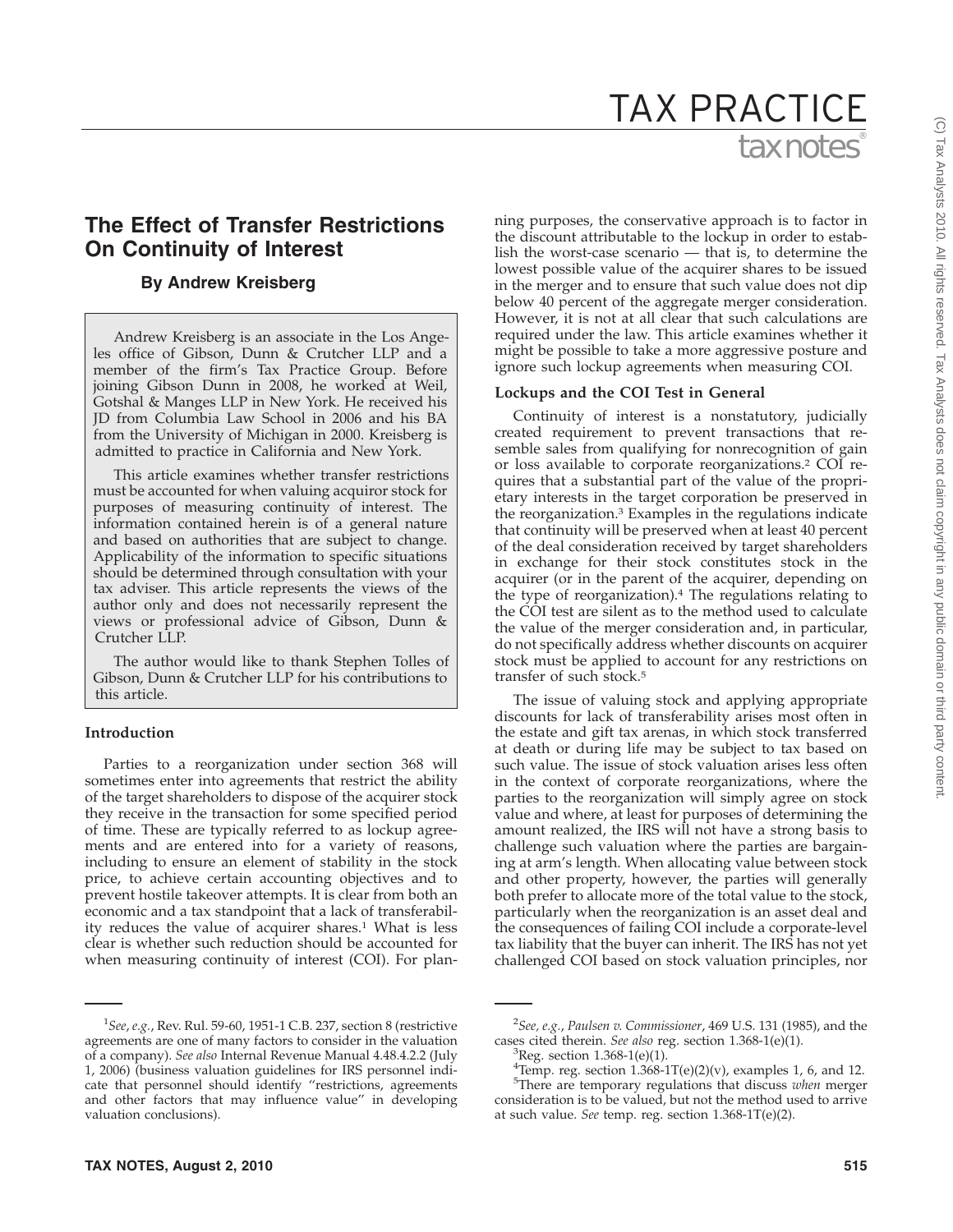# The Effect of Transfer Restrictions On Continuity of Interest

### By Andrew Kreisberg

Andrew Kreisberg is an associate in the Los Angeles office of Gibson, Dunn & Crutcher LLP and a member of the firm's Tax Practice Group. Before joining Gibson Dunn in 2008, he worked at Weil, Gotshal & Manges LLP in New York. He received his JD from Columbia Law School in 2006 and his BA from the University of Michigan in 2000. Kreisberg is admitted to practice in California and New York.

This article examines whether transfer restrictions must be accounted for when valuing acquiror stock for purposes of measuring continuity of interest. The information contained herein is of a general nature and based on authorities that are subject to change. Applicability of the information to specific situations should be determined through consultation with your tax adviser. This article represents the views of the author only and does not necessarily represent the views or professional advice of Gibson, Dunn & Crutcher LLP.

The author would like to thank Stephen Tolles of Gibson, Dunn & Crutcher LLP for his contributions to this article.

#### Introduction

Parties to a reorganization under section 368 will sometimes enter into agreements that restrict the ability of the target shareholders to dispose of the acquirer stock they receive in the transaction for some specified period of time. These are typically referred to as lockup agreements and are entered into for a variety of reasons, including to ensure an element of stability in the stock price, to achieve certain accounting objectives and to prevent hostile takeover attempts. It is clear from both an economic and a tax standpoint that a lack of transferability reduces the value of acquirer shares.[1] What is less clear is whether such reduction should be accounted for when measuring continuity of interest (COI). For planning purposes, the conservative approach is to factor in the discount attributable to the lockup in order to establish the worst-case scenario — that is, to determine the lowest possible value of the acquirer shares to be issued in the merger and to ensure that such value does not dip below 40 percent of the aggregate merger consideration. However, it is not at all clear that such calculations are required under the law. This article examines whether it might be possible to take a more aggressive posture and ignore such lockup agreements when measuring COI.

#### Lockups and the COI Test in General

Continuity of interest is a nonstatutory, judicially created requirement to prevent transactions that resemble sales from qualifying for nonrecognition of gain or loss available to corporate reorganizations.[2] COI requires that a substantial part of the value of the proprietary interests in the target corporation be preserved in the reorganization.[3] Examples in the regulations indicate that continuity will be preserved when at least 40 percent of the deal consideration received by target shareholders in exchange for their stock constitutes stock in the acquirer (or in the parent of the acquirer, depending on the type of reorganization).[4] The regulations relating to the COI test are silent as to the method used to calculate the value of the merger consideration and, in particular, do not specifically address whether discounts on acquirer stock must be applied to account for any restrictions on transfer of such stock.[5]

The issue of valuing stock and applying appropriate discounts for lack of transferability arises most often in the estate and gift tax arenas, in which stock transferred at death or during life may be subject to tax based on such value. The issue of stock valuation arises less often in the context of corporate reorganizations, where the parties to the reorganization will simply agree on stock value and where, at least for purposes of determining the amount realized, the IRS will not have a strong basis to challenge such valuation where the parties are bargaining at arm's length. When allocating value between stock and other property, however, the parties will generally both prefer to allocate more of the total value to the stock, particularly when the reorganization is an asset deal and the consequences of failing COI include a corporate-level tax liability that the buyer can inherit. The IRS has not yet challenged COI based on stock valuation principles, nor

---

[1] *See, e.g.*, Rev. Rul. 59-60, 1951-1 C.B. 237, section 8 (restrictive agreements are one of many factors to consider in the valuation of a company). *See also* Internal Revenue Manual 4.48.4.2.2 (July 1, 2006) (business valuation guidelines for IRS personnel indicate that personnel should identify "restrictions, agreements and other factors that may influence value" in developing valuation conclusions).

[2] *See, e.g.*, *Paulsen v. Commissioner*, 469 U.S. 131 (1985), and the cases cited therein. *See also* reg. section 1.368-1(e)(1).

[3] Reg. section 1.368-1(e)(1).

[4] Temp. reg. section 1.368-1T(e)(2)(v), examples 1, 6, and 12.

[5] There are temporary regulations that discuss *when* merger consideration is to be valued, but not the method used to arrive at such value. *See* temp. reg. section 1.368-1T(e)(2).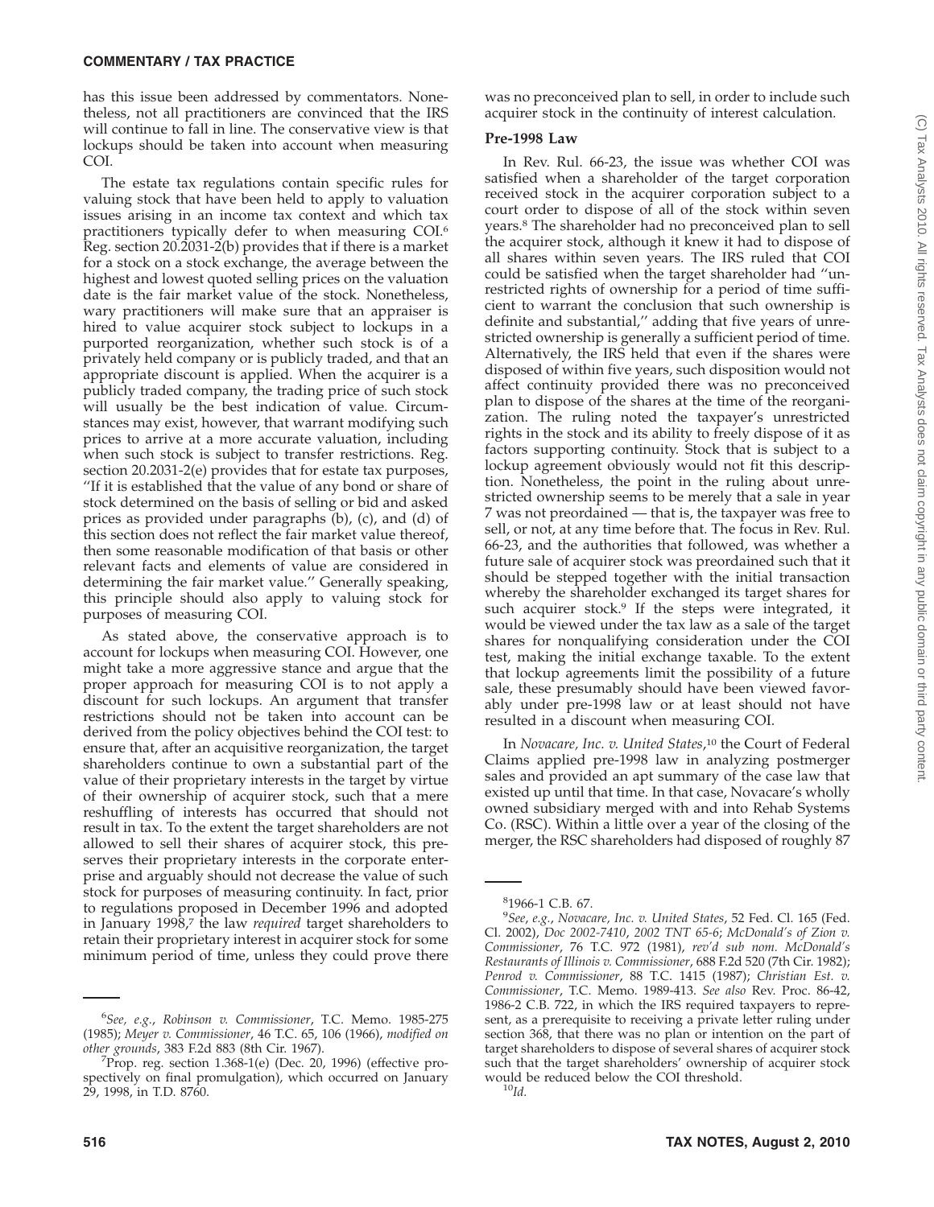has this issue been addressed by commentators. Nonetheless, not all practitioners are convinced that the IRS will continue to fall in line. The conservative view is that lockups should be taken into account when measuring COI.

The estate tax regulations contain specific rules for valuing stock that have been held to apply to valuation issues arising in an income tax context and which tax practitioners typically defer to when measuring COI.[6] Reg. section 20.2031-2(b) provides that if there is a market for a stock on a stock exchange, the average between the highest and lowest quoted selling prices on the valuation date is the fair market value of the stock. Nonetheless, wary practitioners will make sure that an appraiser is hired to value acquirer stock subject to lockups in a purported reorganization, whether such stock is of a privately held company or is publicly traded, and that an appropriate discount is applied. When the acquirer is a publicly traded company, the trading price of such stock will usually be the best indication of value. Circumstances may exist, however, that warrant modifying such prices to arrive at a more accurate valuation, including when such stock is subject to transfer restrictions. Reg. section 20.2031-2(e) provides that for estate tax purposes, "If it is established that the value of any bond or share of stock determined on the basis of selling or bid and asked prices as provided under paragraphs (b), (c), and (d) of this section does not reflect the fair market value thereof, then some reasonable modification of that basis or other relevant facts and elements of value are considered in determining the fair market value." Generally speaking, this principle should also apply to valuing stock for purposes of measuring COI.

As stated above, the conservative approach is to account for lockups when measuring COI. However, one might take a more aggressive stance and argue that the proper approach for measuring COI is to not apply a discount for such lockups. An argument that transfer restrictions should not be taken into account can be derived from the policy objectives behind the COI test: to ensure that, after an acquisitive reorganization, the target shareholders continue to own a substantial part of the value of their proprietary interests in the target by virtue of their ownership of acquirer stock, such that a mere reshuffling of interests has occurred that should not result in tax. To the extent the target shareholders are not allowed to sell their shares of acquirer stock, this preserves their proprietary interests in the corporate enterprise and arguably should not decrease the value of such stock for purposes of measuring continuity. In fact, prior to regulations proposed in December 1996 and adopted in January 1998,[7] the law *required* target shareholders to retain their proprietary interest in acquirer stock for some minimum period of time, unless they could prove there was no preconceived plan to sell, in order to include such acquirer stock in the continuity of interest calculation.

**Pre-1998 Law**

In Rev. Rul. 66-23, the issue was whether COI was satisfied when a shareholder of the target corporation received stock in the acquirer corporation subject to a court order to dispose of all of the stock within seven years.[8] The shareholder had no preconceived plan to sell the acquirer stock, although it knew it had to dispose of all shares within seven years. The IRS ruled that COI could be satisfied when the target shareholder had "unrestricted rights of ownership for a period of time sufficient to warrant the conclusion that such ownership is definite and substantial," adding that five years of unrestricted ownership is generally a sufficient period of time. Alternatively, the IRS held that even if the shares were disposed of within five years, such disposition would not affect continuity provided there was no preconceived plan to dispose of the shares at the time of the reorganization. The ruling noted the taxpayer's unrestricted rights in the stock and its ability to freely dispose of it as factors supporting continuity. Stock that is subject to a lockup agreement obviously would not fit this description. Nonetheless, the point in the ruling about unrestricted ownership seems to be merely that a sale in year 7 was not preordained — that is, the taxpayer was free to sell, or not, at any time before that. The focus in Rev. Rul. 66-23, and the authorities that followed, was whether a future sale of acquirer stock was preordained such that it should be stepped together with the initial transaction whereby the shareholder exchanged its target shares for such acquirer stock.[9] If the steps were integrated, it would be viewed under the tax law as a sale of the target shares for nonqualifying consideration under the COI test, making the initial exchange taxable. To the extent that lockup agreements limit the possibility of a future sale, these presumably should have been viewed favorably under pre-1998 law or at least should not have resulted in a discount when measuring COI.

In *Novacare, Inc. v. United States*,[10] the Court of Federal Claims applied pre-1998 law in analyzing postmerger sales and provided an apt summary of the case law that existed up until that time. In that case, Novacare's wholly owned subsidiary merged with and into Rehab Systems Co. (RSC). Within a little over a year of the closing of the merger, the RSC shareholders had disposed of roughly 87

---

[6] *See, e.g.*, *Robinson v. Commissioner*, T.C. Memo. 1985-275 (1985); *Meyer v. Commissioner*, 46 T.C. 65, 106 (1966), *modified on other grounds*, 383 F.2d 883 (8th Cir. 1967).

[7] Prop. reg. section 1.368-1(e) (Dec. 20, 1996) (effective prospectively on final promulgation), which occurred on January 29, 1998, in T.D. 8760.

[8] 1966-1 C.B. 67.

[9] *See, e.g.*, *Novacare, Inc. v. United States*, 52 Fed. Cl. 165 (Fed. Cl. 2002), *Doc 2002-7410*, *2002 TNT 65-6*; *McDonald's of Zion v. Commissioner*, 76 T.C. 972 (1981), *rev'd sub nom. McDonald's Restaurants of Illinois v. Commissioner*, 688 F.2d 520 (7th Cir. 1982); *Penrod v. Commissioner*, 88 T.C. 1415 (1987); *Christian Est. v. Commissioner*, T.C. Memo. 1989-413. *See also* Rev. Proc. 86-42, 1986-2 C.B. 722, in which the IRS required taxpayers to represent, as a prerequisite to receiving a private letter ruling under section 368, that there was no plan or intention on the part of target shareholders to dispose of several shares of acquirer stock such that the target shareholders' ownership of acquirer stock would be reduced below the COI threshold.

[10] *Id.*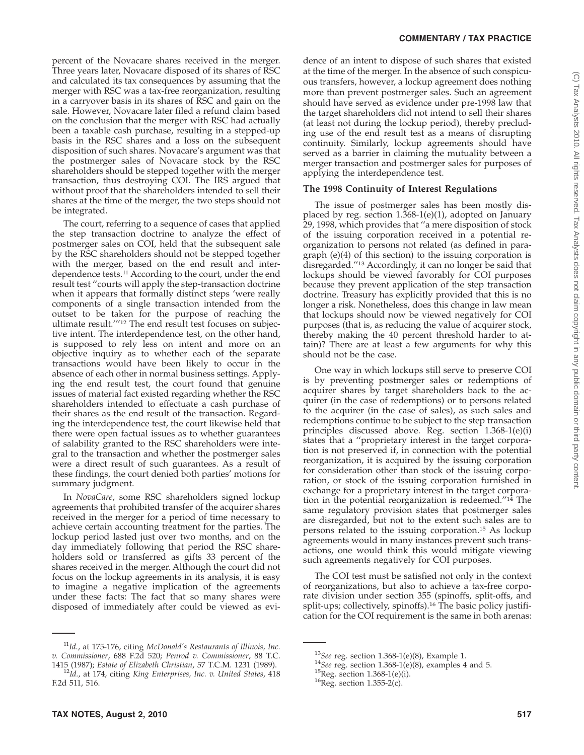percent of the Novacare shares received in the merger. Three years later, Novacare disposed of its shares of RSC and calculated its tax consequences by assuming that the merger with RSC was a tax-free reorganization, resulting in a carryover basis in its shares of RSC and gain on the sale. However, Novacare later filed a refund claim based on the conclusion that the merger with RSC had actually been a taxable cash purchase, resulting in a stepped-up basis in the RSC shares and a loss on the subsequent disposition of such shares. Novacare's argument was that the postmerger sales of Novacare stock by the RSC shareholders should be stepped together with the merger transaction, thus destroying COI. The IRS argued that without proof that the shareholders intended to sell their shares at the time of the merger, the two steps should not be integrated.

The court, referring to a sequence of cases that applied the step transaction doctrine to analyze the effect of postmerger sales on COI, held that the subsequent sale by the RSC shareholders should not be stepped together with the merger, based on the end result and interdependence tests.[11] According to the court, under the end result test "courts will apply the step-transaction doctrine when it appears that formally distinct steps 'were really components of a single transaction intended from the outset to be taken for the purpose of reaching the ultimate result.'"[12] The end result test focuses on subjective intent. The interdependence test, on the other hand, is supposed to rely less on intent and more on an objective inquiry as to whether each of the separate transactions would have been likely to occur in the absence of each other in normal business settings. Applying the end result test, the court found that genuine issues of material fact existed regarding whether the RSC shareholders intended to effectuate a cash purchase of their shares as the end result of the transaction. Regarding the interdependence test, the court likewise held that there were open factual issues as to whether guarantees of salability granted to the RSC shareholders were integral to the transaction and whether the postmerger sales were a direct result of such guarantees. As a result of these findings, the court denied both parties' motions for summary judgment.

In *NovaCare*, some RSC shareholders signed lockup agreements that prohibited transfer of the acquirer shares received in the merger for a period of time necessary to achieve certain accounting treatment for the parties. The lockup period lasted just over two months, and on the day immediately following that period the RSC shareholders sold or transferred as gifts 33 percent of the shares received in the merger. Although the court did not focus on the lockup agreements in its analysis, it is easy to imagine a negative implication of the agreements under these facts: The fact that so many shares were disposed of immediately after could be viewed as evidence of an intent to dispose of such shares that existed at the time of the merger. In the absence of such conspicuous transfers, however, a lockup agreement does nothing more than prevent postmerger sales. Such an agreement should have served as evidence under pre-1998 law that the target shareholders did not intend to sell their shares (at least not during the lockup period), thereby precluding use of the end result test as a means of disrupting continuity. Similarly, lockup agreements should have served as a barrier in claiming the mutuality between a merger transaction and postmerger sales for purposes of applying the interdependence test.

**The 1998 Continuity of Interest Regulations**

The issue of postmerger sales has been mostly displaced by reg. section 1.368-1(e)(1), adopted on January 29, 1998, which provides that "a mere disposition of stock of the issuing corporation received in a potential reorganization to persons not related (as defined in paragraph (e)(4) of this section) to the issuing corporation is disregarded."[13] Accordingly, it can no longer be said that lockups should be viewed favorably for COI purposes because they prevent application of the step transaction doctrine. Treasury has explicitly provided that this is no longer a risk. Nonetheless, does this change in law mean that lockups should now be viewed negatively for COI purposes (that is, as reducing the value of acquirer stock, thereby making the 40 percent threshold harder to attain)? There are at least a few arguments for why this should not be the case.

One way in which lockups still serve to preserve COI is by preventing postmerger sales or redemptions of acquirer shares by target shareholders back to the acquirer (in the case of redemptions) or to persons related to the acquirer (in the case of sales), as such sales and redemptions continue to be subject to the step transaction principles discussed above. Reg. section 1.368-1(e)(i) states that a "proprietary interest in the target corporation is not preserved if, in connection with the potential reorganization, it is acquired by the issuing corporation for consideration other than stock of the issuing corporation, or stock of the issuing corporation furnished in exchange for a proprietary interest in the target corporation in the potential reorganization is redeemed."[14] The same regulatory provision states that postmerger sales are disregarded, but not to the extent such sales are to persons related to the issuing corporation.[15] As lockup agreements would in many instances prevent such transactions, one would think this would mitigate viewing such agreements negatively for COI purposes.

The COI test must be satisfied not only in the context of reorganizations, but also to achieve a tax-free corporate division under section 355 (spinoffs, split-offs, and split-ups; collectively, spinoffs).[16] The basic policy justification for the COI requirement is the same in both arenas:

---

[11] *Id.*, at 175-176, citing *McDonald's Restaurants of Illinois, Inc. v. Commissioner*, 688 F.2d 520; *Penrod v. Commissioner*, 88 T.C. 1415 (1987); *Estate of Elizabeth Christian*, 57 T.C.M. 1231 (1989).

[12] *Id.*, at 174, citing *King Enterprises, Inc. v. United States*, 418 F.2d 511, 516.

[13] *See* reg. section 1.368-1(e)(8), Example 1.

[14] *See* reg. section 1.368-1(e)(8), examples 4 and 5.

[15] Reg. section 1.368-1(e)(i).

[16] Reg. section 1.355-2(c).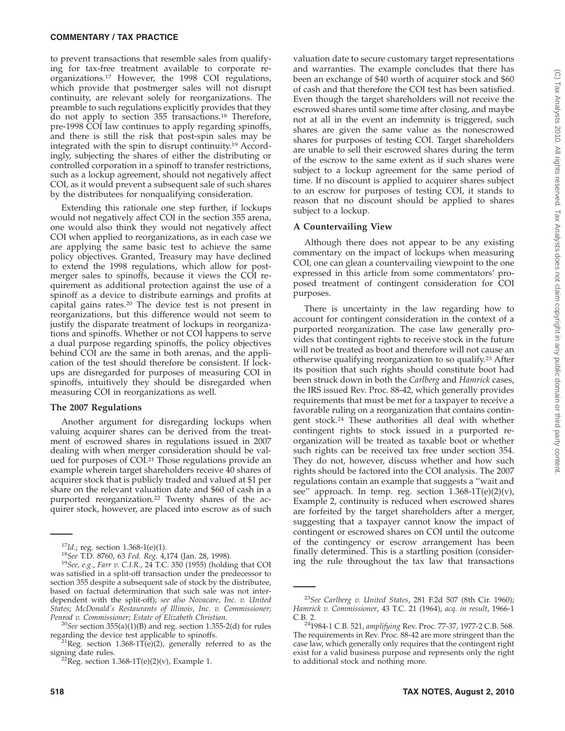to prevent transactions that resemble sales from qualifying for tax-free treatment available to corporate reorganizations.[17] However, the 1998 COI regulations, which provide that postmerger sales will not disrupt continuity, are relevant solely for reorganizations. The preamble to such regulations explicitly provides that they do not apply to section 355 transactions.[18] Therefore, pre-1998 COI law continues to apply regarding spinoffs, and there is still the risk that post-spin sales may be integrated with the spin to disrupt continuity.[19] Accordingly, subjecting the shares of either the distributing or controlled corporation in a spinoff to transfer restrictions, such as a lockup agreement, should not negatively affect COI, as it would prevent a subsequent sale of such shares by the distributees for nonqualifying consideration.

Extending this rationale one step further, if lockups would not negatively affect COI in the section 355 arena, one would also think they would not negatively affect COI when applied to reorganizations, as in each case we are applying the same basic test to achieve the same policy objectives. Granted, Treasury may have declined to extend the 1998 regulations, which allow for postmerger sales to spinoffs, because it views the COI requirement as additional protection against the use of a spinoff as a device to distribute earnings and profits at capital gains rates.[20] The device test is not present in reorganizations, but this difference would not seem to justify the disparate treatment of lockups in reorganizations and spinoffs. Whether or not COI happens to serve a dual purpose regarding spinoffs, the policy objectives behind COI are the same in both arenas, and the application of the test should therefore be consistent. If lockups are disregarded for purposes of measuring COI in spinoffs, intuitively they should be disregarded when measuring COI in reorganizations as well.

### The 2007 Regulations

Another argument for disregarding lockups when valuing acquirer shares can be derived from the treatment of escrowed shares in regulations issued in 2007 dealing with when merger consideration should be valued for purposes of COI.[21] Those regulations provide an example wherein target shareholders receive 40 shares of acquirer stock that is publicly traded and valued at $1 per share on the relevant valuation date and $60 of cash in a purported reorganization.[22] Twenty shares of the acquirer stock, however, are placed into escrow as of such valuation date to secure customary target representations and warranties. The example concludes that there has been an exchange of $40 worth of acquirer stock and $60 of cash and that therefore the COI test has been satisfied. Even though the target shareholders will not receive the escrowed shares until some time after closing, and maybe not at all in the event an indemnity is triggered, such shares are given the same value as the nonescrowed shares for purposes of testing COI. Target shareholders are unable to sell their escrowed shares during the term of the escrow to the same extent as if such shares were subject to a lockup agreement for the same period of time. If no discount is applied to acquirer shares subject to an escrow for purposes of testing COI, it stands to reason that no discount should be applied to shares subject to a lockup.

### A Countervailing View

Although there does not appear to be any existing commentary on the impact of lockups when measuring COI, one can glean a countervailing viewpoint to the one expressed in this article from some commentators' proposed treatment of contingent consideration for COI purposes.

There is uncertainty in the law regarding how to account for contingent consideration in the context of a purported reorganization. The case law generally provides that contingent rights to receive stock in the future will not be treated as boot and therefore will not cause an otherwise qualifying reorganization to so qualify.[23] After its position that such rights should constitute boot had been struck down in both the *Carlberg* and *Hamrick* cases, the IRS issued Rev. Proc. 88-42, which generally provides requirements that must be met for a taxpayer to receive a favorable ruling on a reorganization that contains contingent stock.[24] These authorities all deal with whether contingent rights to stock issued in a purported reorganization will be treated as taxable boot or whether such rights can be received tax free under section 354. They do not, however, discuss whether and how such rights should be factored into the COI analysis. The 2007 regulations contain an example that suggests a "wait and see" approach. In temp. reg. section 1.368-1T(e)(2)(v), Example 2, continuity is reduced when escrowed shares are forfeited by the target shareholders after a merger, suggesting that a taxpayer cannot know the impact of contingent or escrowed shares on COI until the outcome of the contingency or escrow arrangement has been finally determined. This is a startling position (considering the rule throughout the tax law that transactions

---

[17]*Id.*; reg. section 1.368-1(e)(1).

[18]*See* T.D. 8760, 63 *Fed. Reg.* 4,174 (Jan. 28, 1998).

[19]*See, e.g.*, *Farr v. C.I.R.*, 24 T.C. 350 (1955) (holding that COI was satisfied in a split-off transaction under the predecessor to section 355 despite a subsequent sale of stock by the distributee, based on factual determination that such sale was not interdependent with the split-off); *see also Novacare, Inc. v. United States*; *McDonald's Restaurants of Illinois, Inc. v. Commissioner*; *Penrod v. Commissioner*; *Estate of Elizabeth Christian*.

[20]*See* section 355(a)(1)(B) and reg. section 1.355-2(d) for rules regarding the device test applicable to spinoffs.

[21]Reg. section 1.368-1T(e)(2), generally referred to as the signing date rules.

[22]Reg. section 1.368-1T(e)(2)(v), Example 1.

[23]*See Carlberg v. United States*, 281 F.2d 507 (8th Cir. 1960); *Hamrick v. Commissioner*, 43 T.C. 21 (1964), *acq. in result*, 1966-1 C.B. 2.

[24]1984-1 C.B. 521, *amplifying* Rev. Proc. 77-37, 1977-2 C.B. 568. The requirements in Rev. Proc. 88-42 are more stringent than the case law, which generally only requires that the contingent right exist for a valid business purpose and represents only the right to additional stock and nothing more.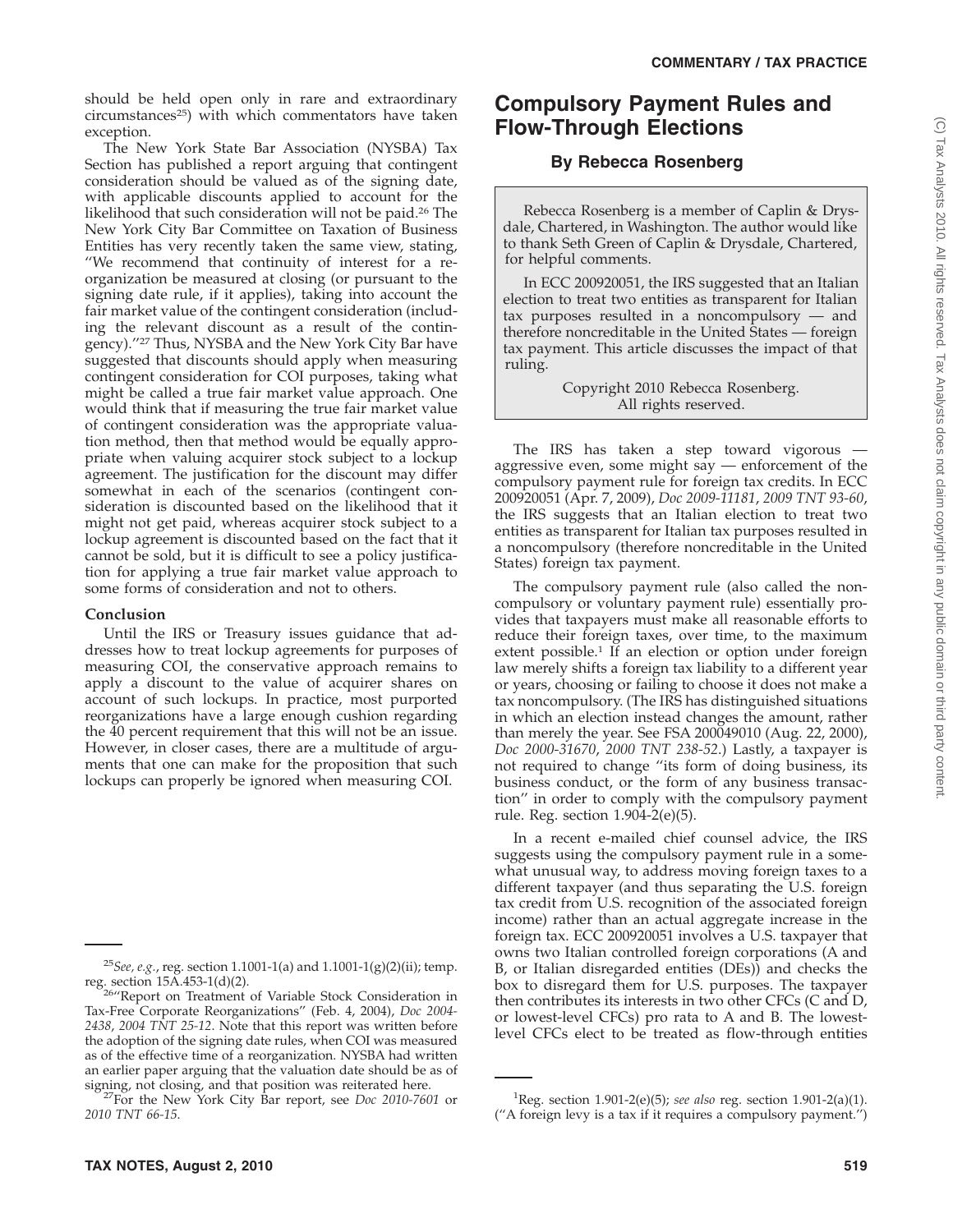should be held open only in rare and extraordinary circumstances[25]) with which commentators have taken exception.

The New York State Bar Association (NYSBA) Tax Section has published a report arguing that contingent consideration should be valued as of the signing date, with applicable discounts applied to account for the likelihood that such consideration will not be paid.[26] The New York City Bar Committee on Taxation of Business Entities has very recently taken the same view, stating, "We recommend that continuity of interest for a reorganization be measured at closing (or pursuant to the signing date rule, if it applies), taking into account the fair market value of the contingent consideration (including the relevant discount as a result of the contingency)."[27] Thus, NYSBA and the New York City Bar have suggested that discounts should apply when measuring contingent consideration for COI purposes, taking what might be called a true fair market value approach. One would think that if measuring the true fair market value of contingent consideration was the appropriate valuation method, then that method would be equally appropriate when valuing acquirer stock subject to a lockup agreement. The justification for the discount may differ somewhat in each of the scenarios (contingent consideration is discounted based on the likelihood that it might not get paid, whereas acquirer stock subject to a lockup agreement is discounted based on the fact that it cannot be sold, but it is difficult to see a policy justification for applying a true fair market value approach to some forms of consideration and not to others.

**Conclusion**

Until the IRS or Treasury issues guidance that addresses how to treat lockup agreements for purposes of measuring COI, the conservative approach remains to apply a discount to the value of acquirer shares on account of such lockups. In practice, most purported reorganizations have a large enough cushion regarding the 40 percent requirement that this will not be an issue. However, in closer cases, there are a multitude of arguments that one can make for the proposition that such lockups can properly be ignored when measuring COI.

[25]*See, e.g.*, reg. section 1.1001-1(a) and 1.1001-1(g)(2)(ii); temp. reg. section 15A.453-1(d)(2).

[26]"Report on Treatment of Variable Stock Consideration in Tax-Free Corporate Reorganizations" (Feb. 4, 2004), *Doc 2004-2438*, *2004 TNT 25-12*. Note that this report was written before the adoption of the signing date rules, when COI was measured as of the effective time of a reorganization. NYSBA had written an earlier paper arguing that the valuation date should be as of signing, not closing, and that position was reiterated here.

[27]For the New York City Bar report, see *Doc 2010-7601* or *2010 TNT 66-15*.

# Compulsory Payment Rules and Flow-Through Elections

## By Rebecca Rosenberg

Rebecca Rosenberg is a member of Caplin & Drysdale, Chartered, in Washington. The author would like to thank Seth Green of Caplin & Drysdale, Chartered, for helpful comments.

In ECC 200920051, the IRS suggested that an Italian election to treat two entities as transparent for Italian tax purposes resulted in a noncompulsory — and therefore noncreditable in the United States — foreign tax payment. This article discusses the impact of that ruling.

Copyright 2010 Rebecca Rosenberg.
All rights reserved.

The IRS has taken a step toward vigorous — aggressive even, some might say — enforcement of the compulsory payment rule for foreign tax credits. In ECC 200920051 (Apr. 7, 2009), *Doc 2009-11181*, *2009 TNT 93-60*, the IRS suggests that an Italian election to treat two entities as transparent for Italian tax purposes resulted in a noncompulsory (therefore noncreditable in the United States) foreign tax payment.

The compulsory payment rule (also called the noncompulsory or voluntary payment rule) essentially provides that taxpayers must make all reasonable efforts to reduce their foreign taxes, over time, to the maximum extent possible.[1] If an election or option under foreign law merely shifts a foreign tax liability to a different year or years, choosing or failing to choose it does not make a tax noncompulsory. (The IRS has distinguished situations in which an election instead changes the amount, rather than merely the year. See FSA 200049010 (Aug. 22, 2000), *Doc 2000-31670*, *2000 TNT 238-52*.) Lastly, a taxpayer is not required to change "its form of doing business, its business conduct, or the form of any business transaction" in order to comply with the compulsory payment rule. Reg. section 1.904-2(e)(5).

In a recent e-mailed chief counsel advice, the IRS suggests using the compulsory payment rule in a somewhat unusual way, to address moving foreign taxes to a different taxpayer (and thus separating the U.S. foreign tax credit from U.S. recognition of the associated foreign income) rather than an actual aggregate increase in the foreign tax. ECC 200920051 involves a U.S. taxpayer that owns two Italian controlled foreign corporations (A and B, or Italian disregarded entities (DEs)) and checks the box to disregard them for U.S. purposes. The taxpayer then contributes its interests in two other CFCs (C and D, or lowest-level CFCs) pro rata to A and B. The lowest-level CFCs elect to be treated as flow-through entities

[1]Reg. section 1.901-2(e)(5); *see also* reg. section 1.901-2(a)(1). ("A foreign levy is a tax if it requires a compulsory payment.")